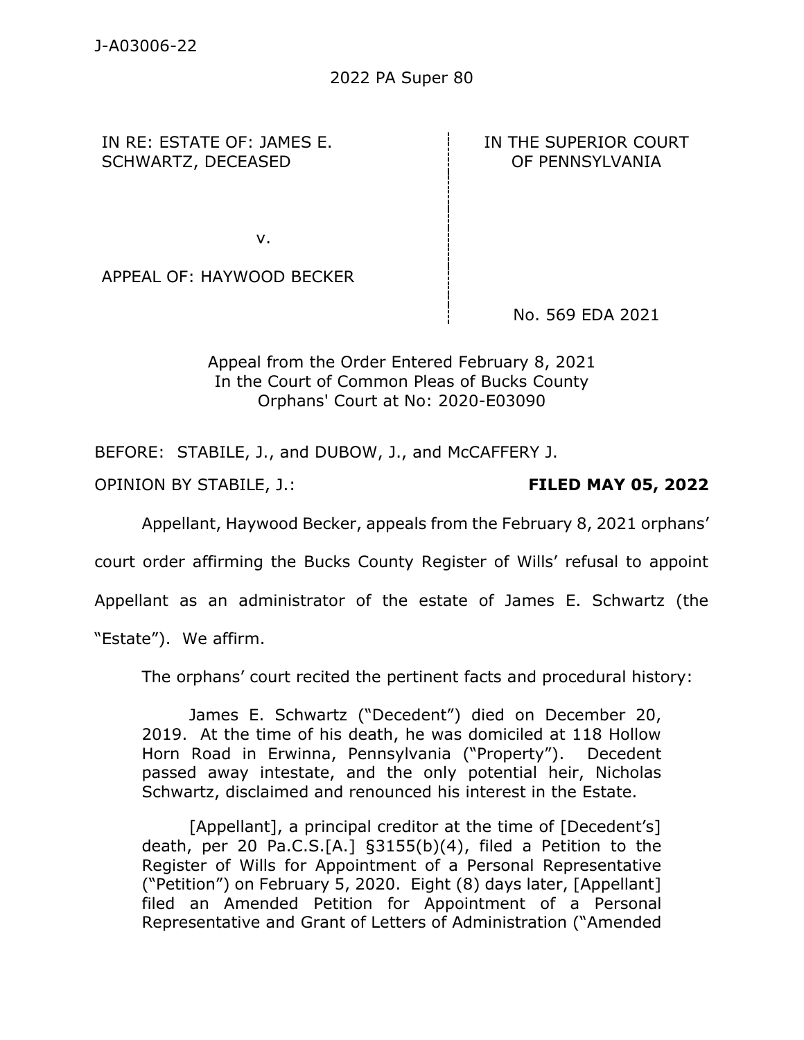J-A03006-22

2022 PA Super 80

| IN RE: ESTATE OF: JAMES E. SCHWARTZ, DECEASED | IN THE SUPERIOR COURT OF PENNSYLVANIA |
|---|---|
| v. | |
| APPEAL OF: HAYWOOD BECKER | No. 569 EDA 2021 |

Appeal from the Order Entered February 8, 2021
In the Court of Common Pleas of Bucks County
Orphans' Court at No: 2020-E03090

BEFORE: STABILE, J., and DUBOW, J., and McCAFFERY J.

OPINION BY STABILE, J.: **FILED MAY 05, 2022**

Appellant, Haywood Becker, appeals from the February 8, 2021 orphans' court order affirming the Bucks County Register of Wills' refusal to appoint Appellant as an administrator of the estate of James E. Schwartz (the "Estate"). We affirm.

The orphans' court recited the pertinent facts and procedural history:

> James E. Schwartz ("Decedent") died on December 20, 2019. At the time of his death, he was domiciled at 118 Hollow Horn Road in Erwinna, Pennsylvania ("Property"). Decedent passed away intestate, and the only potential heir, Nicholas Schwartz, disclaimed and renounced his interest in the Estate.
>
> [Appellant], a principal creditor at the time of [Decedent's] death, per 20 Pa.C.S.[A.] §3155(b)(4), filed a Petition to the Register of Wills for Appointment of a Personal Representative ("Petition") on February 5, 2020. Eight (8) days later, [Appellant] filed an Amended Petition for Appointment of a Personal Representative and Grant of Letters of Administration ("Amended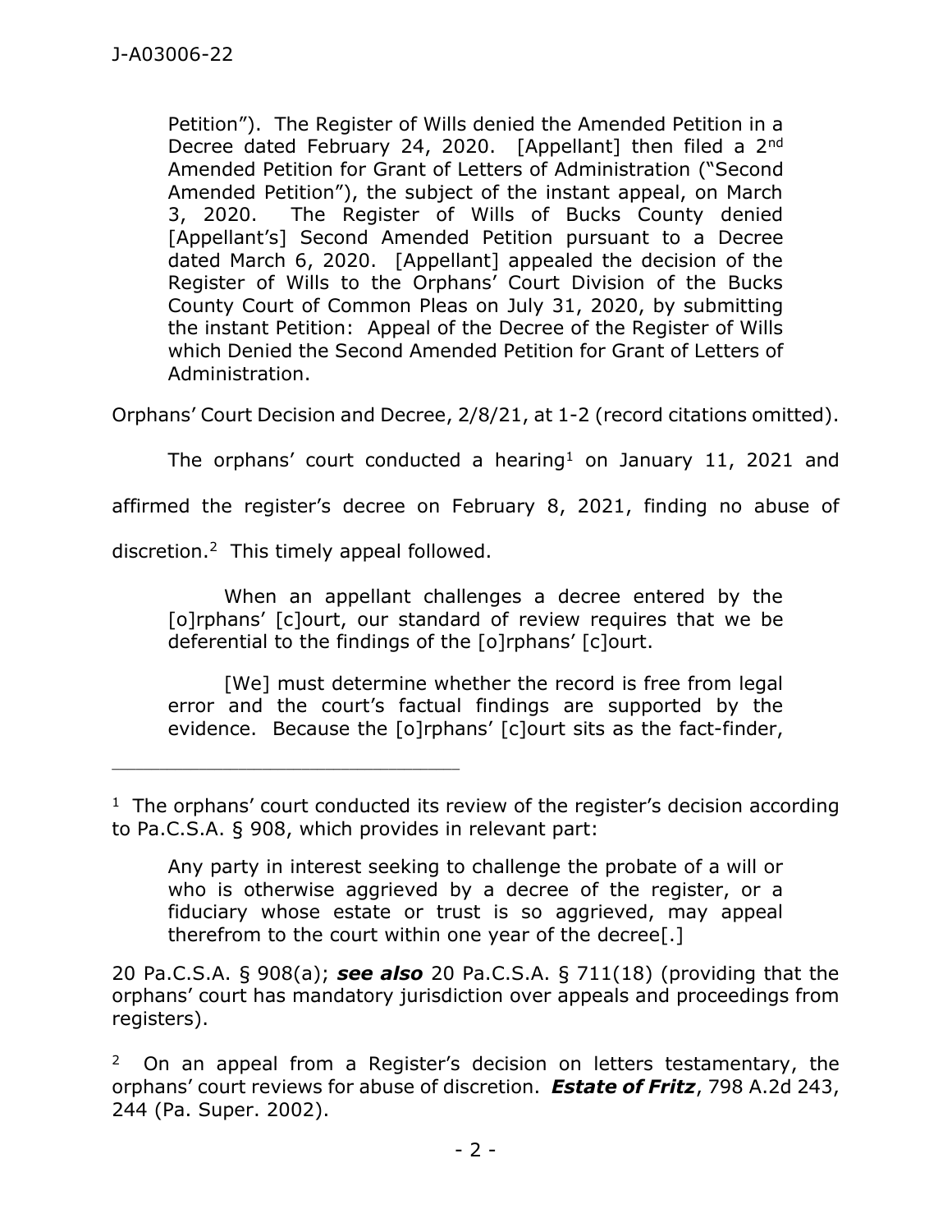> Petition"). The Register of Wills denied the Amended Petition in a Decree dated February 24, 2020. [Appellant] then filed a 2nd Amended Petition for Grant of Letters of Administration ("Second Amended Petition"), the subject of the instant appeal, on March 3, 2020. The Register of Wills of Bucks County denied [Appellant's] Second Amended Petition pursuant to a Decree dated March 6, 2020. [Appellant] appealed the decision of the Register of Wills to the Orphans' Court Division of the Bucks County Court of Common Pleas on July 31, 2020, by submitting the instant Petition: Appeal of the Decree of the Register of Wills which Denied the Second Amended Petition for Grant of Letters of Administration.

Orphans' Court Decision and Decree, 2/8/21, at 1-2 (record citations omitted).

The orphans' court conducted a hearing[1] on January 11, 2021 and affirmed the register's decree on February 8, 2021, finding no abuse of discretion.[2] This timely appeal followed.

> When an appellant challenges a decree entered by the [o]rphans' [c]ourt, our standard of review requires that we be deferential to the findings of the [o]rphans' [c]ourt.
>
> [We] must determine whether the record is free from legal error and the court's factual findings are supported by the evidence. Because the [o]rphans' [c]ourt sits as the fact-finder,

---

[1] The orphans' court conducted its review of the register's decision according to Pa.C.S.A. § 908, which provides in relevant part:

> Any party in interest seeking to challenge the probate of a will or who is otherwise aggrieved by a decree of the register, or a fiduciary whose estate or trust is so aggrieved, may appeal therefrom to the court within one year of the decree[.]

20 Pa.C.S.A. § 908(a); ***see also*** 20 Pa.C.S.A. § 711(18) (providing that the orphans' court has mandatory jurisdiction over appeals and proceedings from registers).

[2] On an appeal from a Register's decision on letters testamentary, the orphans' court reviews for abuse of discretion. ***Estate of Fritz***, 798 A.2d 243, 244 (Pa. Super. 2002).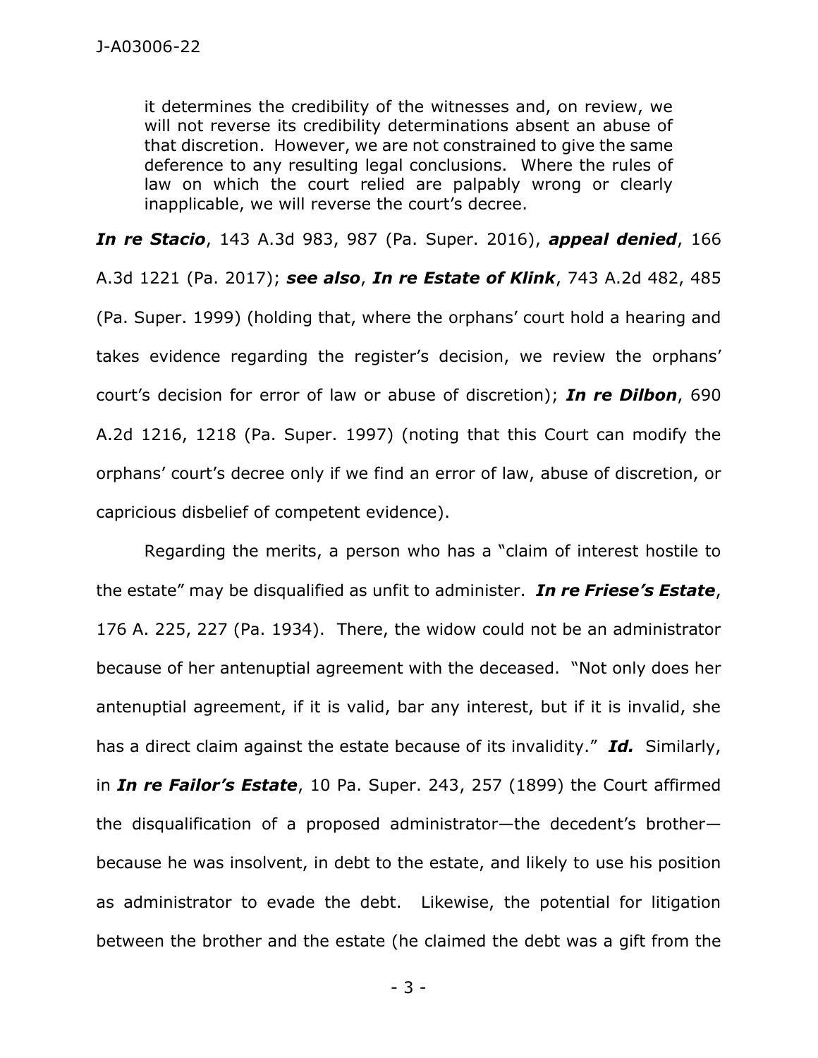> it determines the credibility of the witnesses and, on review, we will not reverse its credibility determinations absent an abuse of that discretion. However, we are not constrained to give the same deference to any resulting legal conclusions. Where the rules of law on which the court relied are palpably wrong or clearly inapplicable, we will reverse the court's decree.

***In re Stacio***, 143 A.3d 983, 987 (Pa. Super. 2016), ***appeal denied***, 166 A.3d 1221 (Pa. 2017); ***see also***, ***In re Estate of Klink***, 743 A.2d 482, 485 (Pa. Super. 1999) (holding that, where the orphans' court hold a hearing and takes evidence regarding the register's decision, we review the orphans' court's decision for error of law or abuse of discretion); ***In re Dilbon***, 690 A.2d 1216, 1218 (Pa. Super. 1997) (noting that this Court can modify the orphans' court's decree only if we find an error of law, abuse of discretion, or capricious disbelief of competent evidence).

Regarding the merits, a person who has a "claim of interest hostile to the estate" may be disqualified as unfit to administer. ***In re Friese's Estate***, 176 A. 225, 227 (Pa. 1934). There, the widow could not be an administrator because of her antenuptial agreement with the deceased. "Not only does her antenuptial agreement, if it is valid, bar any interest, but if it is invalid, she has a direct claim against the estate because of its invalidity." ***Id.*** Similarly, in ***In re Failor's Estate***, 10 Pa. Super. 243, 257 (1899) the Court affirmed the disqualification of a proposed administrator—the decedent's brother—because he was insolvent, in debt to the estate, and likely to use his position as administrator to evade the debt. Likewise, the potential for litigation between the brother and the estate (he claimed the debt was a gift from the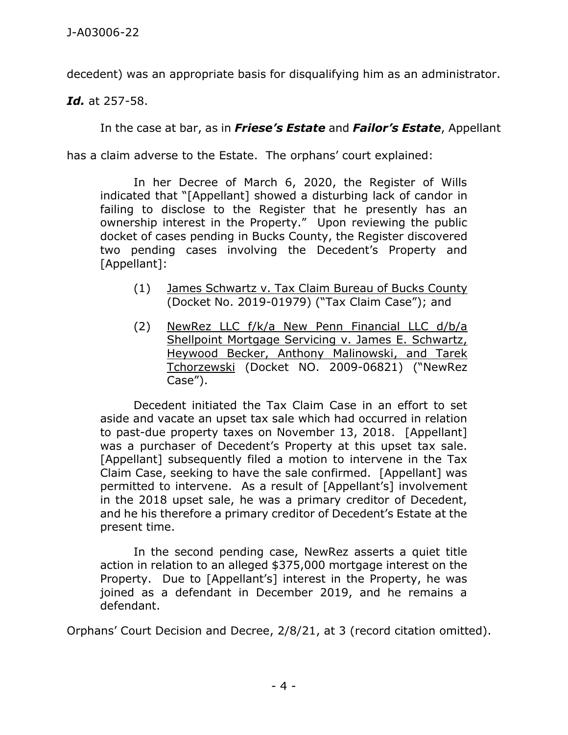decedent) was an appropriate basis for disqualifying him as an administrator.

***Id.*** at 257-58.

In the case at bar, as in ***Friese's Estate*** and ***Failor's Estate***, Appellant has a claim adverse to the Estate. The orphans' court explained:

> In her Decree of March 6, 2020, the Register of Wills indicated that "[Appellant] showed a disturbing lack of candor in failing to disclose to the Register that he presently has an ownership interest in the Property." Upon reviewing the public docket of cases pending in Bucks County, the Register discovered two pending cases involving the Decedent's Property and [Appellant]:
>
> (1) James Schwartz v. Tax Claim Bureau of Bucks County (Docket No. 2019-01979) ("Tax Claim Case"); and
>
> (2) NewRez LLC f/k/a New Penn Financial LLC d/b/a Shellpoint Mortgage Servicing v. James E. Schwartz, Heywood Becker, Anthony Malinowski, and Tarek Tchorzewski (Docket NO. 2009-06821) ("NewRez Case").
>
> Decedent initiated the Tax Claim Case in an effort to set aside and vacate an upset tax sale which had occurred in relation to past-due property taxes on November 13, 2018. [Appellant] was a purchaser of Decedent's Property at this upset tax sale. [Appellant] subsequently filed a motion to intervene in the Tax Claim Case, seeking to have the sale confirmed. [Appellant] was permitted to intervene. As a result of [Appellant's] involvement in the 2018 upset sale, he was a primary creditor of Decedent, and he his therefore a primary creditor of Decedent's Estate at the present time.
>
> In the second pending case, NewRez asserts a quiet title action in relation to an alleged $375,000 mortgage interest on the Property. Due to [Appellant's] interest in the Property, he was joined as a defendant in December 2019, and he remains a defendant.

Orphans' Court Decision and Decree, 2/8/21, at 3 (record citation omitted).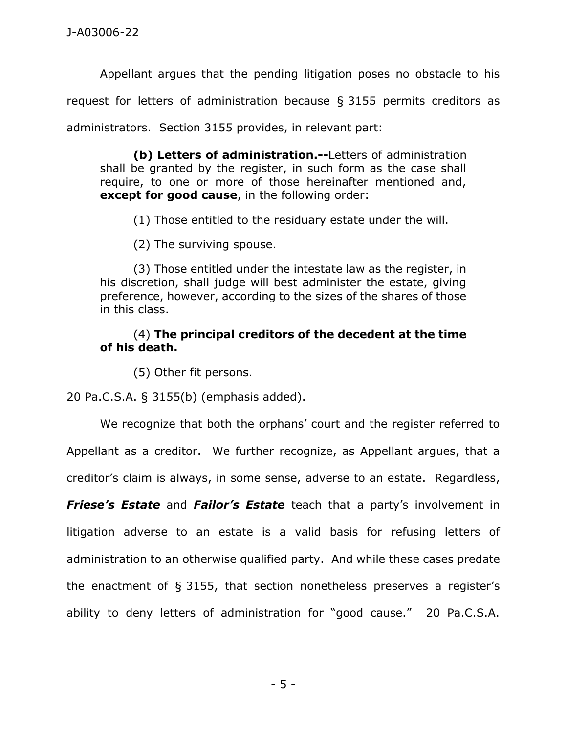Appellant argues that the pending litigation poses no obstacle to his request for letters of administration because § 3155 permits creditors as administrators. Section 3155 provides, in relevant part:

> **(b) Letters of administration.--**Letters of administration shall be granted by the register, in such form as the case shall require, to one or more of those hereinafter mentioned and, **except for good cause**, in the following order:
>
> (1) Those entitled to the residuary estate under the will.
>
> (2) The surviving spouse.
>
> (3) Those entitled under the intestate law as the register, in his discretion, shall judge will best administer the estate, giving preference, however, according to the sizes of the shares of those in this class.
>
> (4) **The principal creditors of the decedent at the time of his death.**
>
> (5) Other fit persons.

20 Pa.C.S.A. § 3155(b) (emphasis added).

We recognize that both the orphans' court and the register referred to Appellant as a creditor. We further recognize, as Appellant argues, that a creditor's claim is always, in some sense, adverse to an estate. Regardless, ***Friese's Estate*** and ***Failor's Estate*** teach that a party's involvement in litigation adverse to an estate is a valid basis for refusing letters of administration to an otherwise qualified party. And while these cases predate the enactment of § 3155, that section nonetheless preserves a register's ability to deny letters of administration for "good cause." 20 Pa.C.S.A.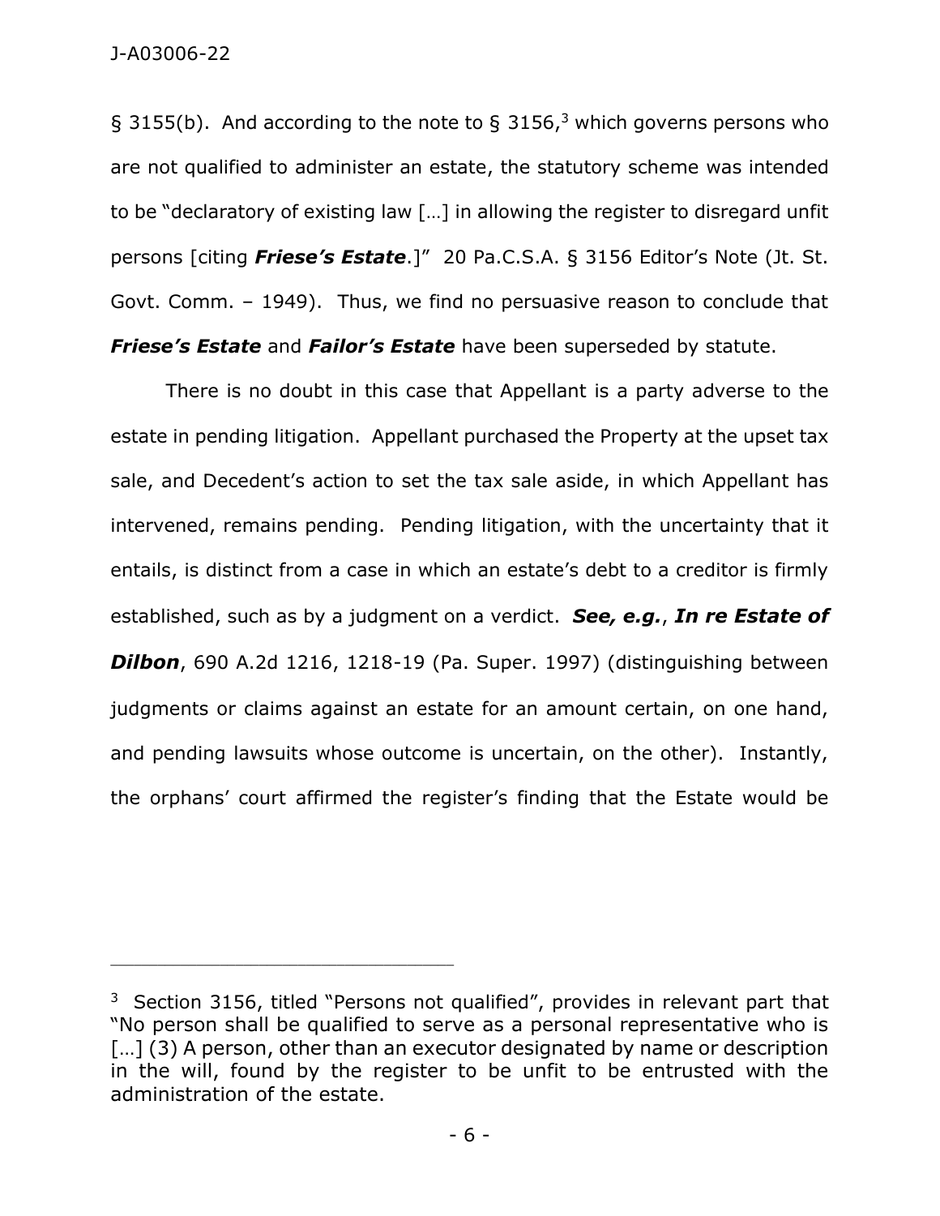§ 3155(b). And according to the note to § 3156,[3] which governs persons who are not qualified to administer an estate, the statutory scheme was intended to be "declaratory of existing law […] in allowing the register to disregard unfit persons [citing ***Friese's Estate***.]" 20 Pa.C.S.A. § 3156 Editor's Note (Jt. St. Govt. Comm. – 1949). Thus, we find no persuasive reason to conclude that ***Friese's Estate*** and ***Failor's Estate*** have been superseded by statute.

There is no doubt in this case that Appellant is a party adverse to the estate in pending litigation. Appellant purchased the Property at the upset tax sale, and Decedent's action to set the tax sale aside, in which Appellant has intervened, remains pending. Pending litigation, with the uncertainty that it entails, is distinct from a case in which an estate's debt to a creditor is firmly established, such as by a judgment on a verdict. ***See, e.g.***, ***In re Estate of Dilbon***, 690 A.2d 1216, 1218-19 (Pa. Super. 1997) (distinguishing between judgments or claims against an estate for an amount certain, on one hand, and pending lawsuits whose outcome is uncertain, on the other). Instantly, the orphans' court affirmed the register's finding that the Estate would be

---

[3] Section 3156, titled "Persons not qualified", provides in relevant part that "No person shall be qualified to serve as a personal representative who is […] (3) A person, other than an executor designated by name or description in the will, found by the register to be unfit to be entrusted with the administration of the estate.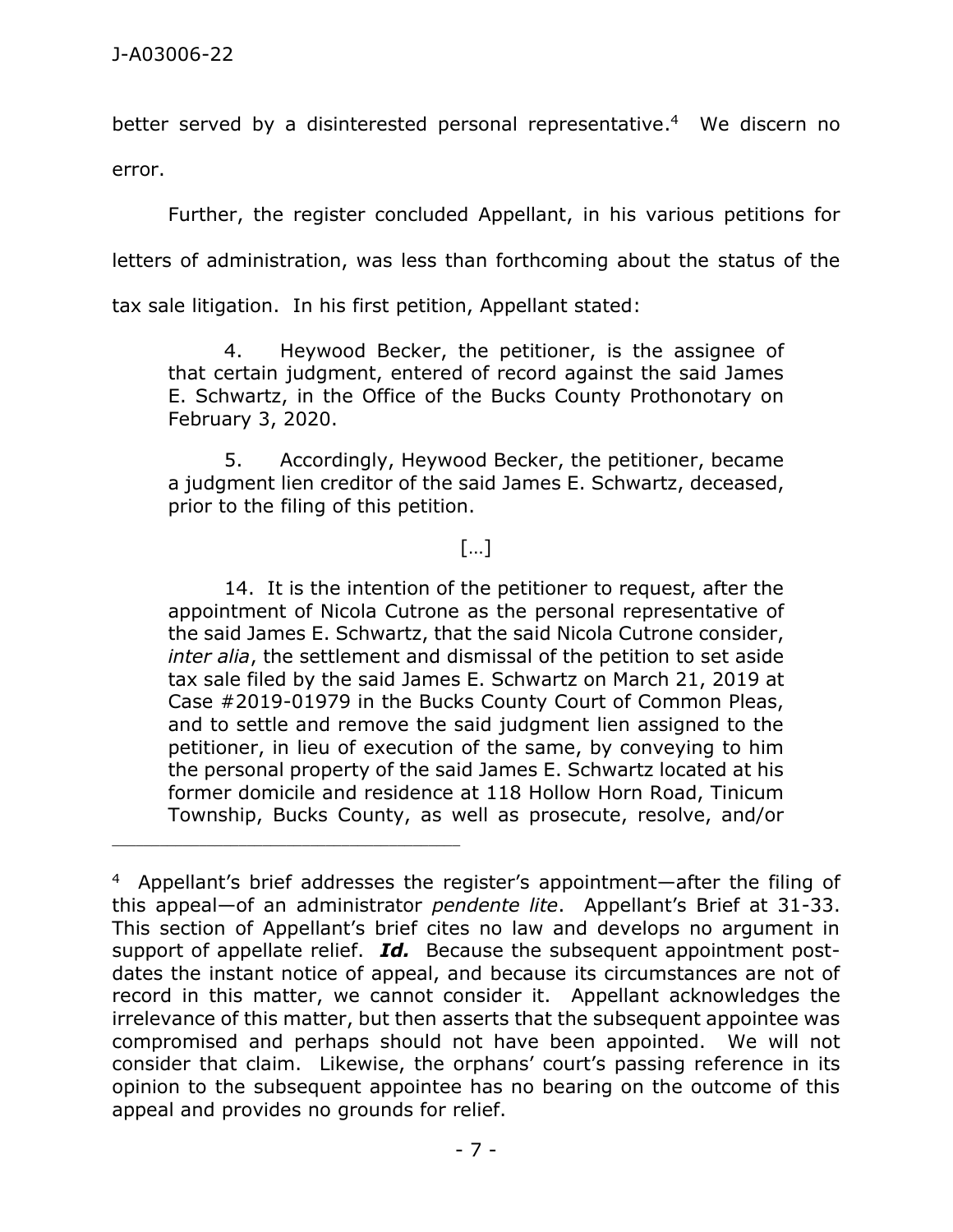better served by a disinterested personal representative.[4] We discern no error.

Further, the register concluded Appellant, in his various petitions for letters of administration, was less than forthcoming about the status of the tax sale litigation. In his first petition, Appellant stated:

> 4. Heywood Becker, the petitioner, is the assignee of that certain judgment, entered of record against the said James E. Schwartz, in the Office of the Bucks County Prothonotary on February 3, 2020.
>
> 5. Accordingly, Heywood Becker, the petitioner, became a judgment lien creditor of the said James E. Schwartz, deceased, prior to the filing of this petition.
>
> […]
>
> 14. It is the intention of the petitioner to request, after the appointment of Nicola Cutrone as the personal representative of the said James E. Schwartz, that the said Nicola Cutrone consider, *inter alia*, the settlement and dismissal of the petition to set aside tax sale filed by the said James E. Schwartz on March 21, 2019 at Case #2019-01979 in the Bucks County Court of Common Pleas, and to settle and remove the said judgment lien assigned to the petitioner, in lieu of execution of the same, by conveying to him the personal property of the said James E. Schwartz located at his former domicile and residence at 118 Hollow Horn Road, Tinicum Township, Bucks County, as well as prosecute, resolve, and/or

---

[4] Appellant's brief addresses the register's appointment—after the filing of this appeal—of an administrator *pendente lite*. Appellant's Brief at 31-33. This section of Appellant's brief cites no law and develops no argument in support of appellate relief. ***Id.*** Because the subsequent appointment post-dates the instant notice of appeal, and because its circumstances are not of record in this matter, we cannot consider it. Appellant acknowledges the irrelevance of this matter, but then asserts that the subsequent appointee was compromised and perhaps should not have been appointed. We will not consider that claim. Likewise, the orphans' court's passing reference in its opinion to the subsequent appointee has no bearing on the outcome of this appeal and provides no grounds for relief.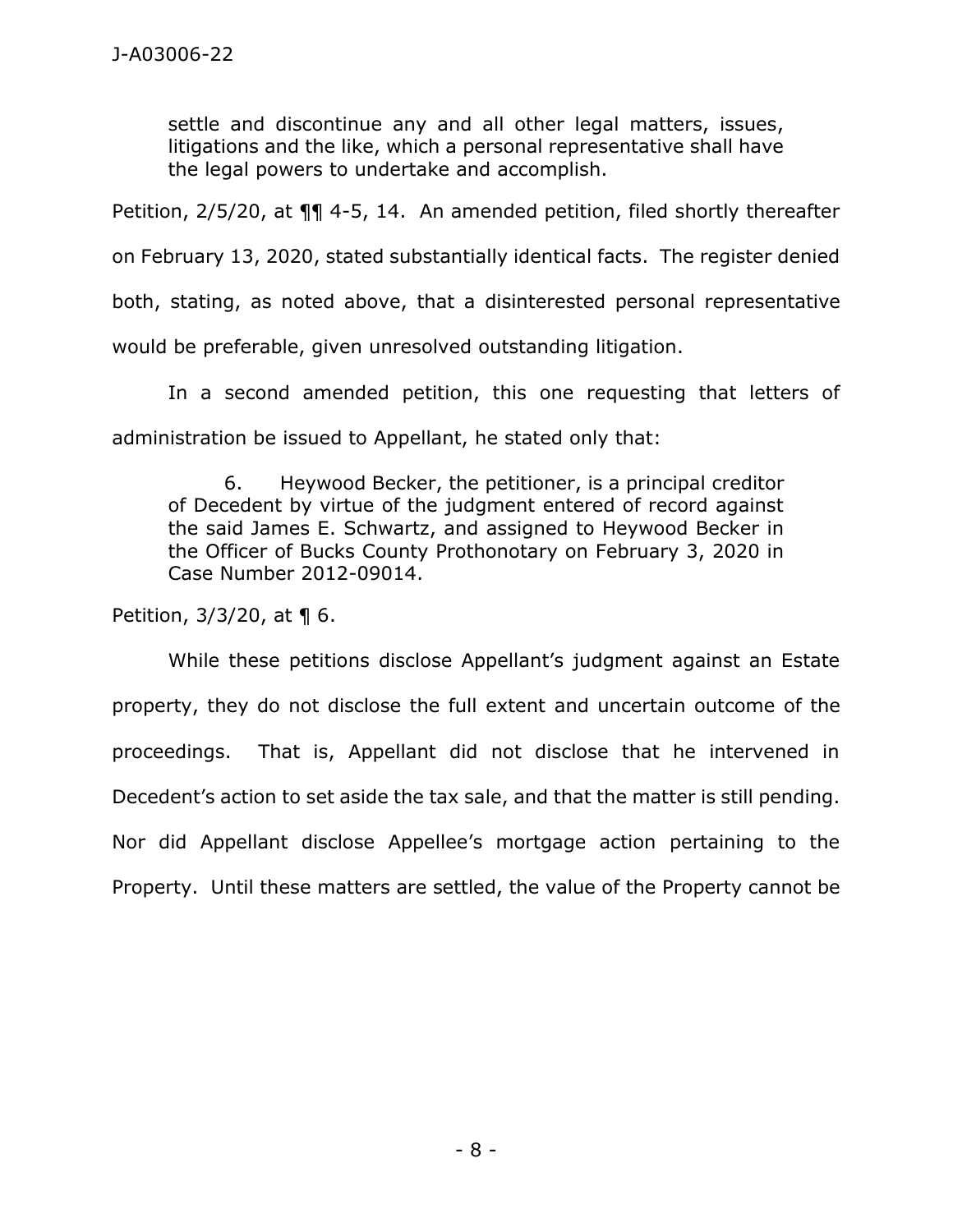> settle and discontinue any and all other legal matters, issues, litigations and the like, which a personal representative shall have the legal powers to undertake and accomplish.

Petition, 2/5/20, at ¶¶ 4-5, 14. An amended petition, filed shortly thereafter on February 13, 2020, stated substantially identical facts. The register denied both, stating, as noted above, that a disinterested personal representative would be preferable, given unresolved outstanding litigation.

In a second amended petition, this one requesting that letters of administration be issued to Appellant, he stated only that:

> 6. Heywood Becker, the petitioner, is a principal creditor of Decedent by virtue of the judgment entered of record against the said James E. Schwartz, and assigned to Heywood Becker in the Officer of Bucks County Prothonotary on February 3, 2020 in Case Number 2012-09014.

Petition, 3/3/20, at ¶ 6.

While these petitions disclose Appellant's judgment against an Estate property, they do not disclose the full extent and uncertain outcome of the proceedings. That is, Appellant did not disclose that he intervened in Decedent's action to set aside the tax sale, and that the matter is still pending. Nor did Appellant disclose Appellee's mortgage action pertaining to the Property. Until these matters are settled, the value of the Property cannot be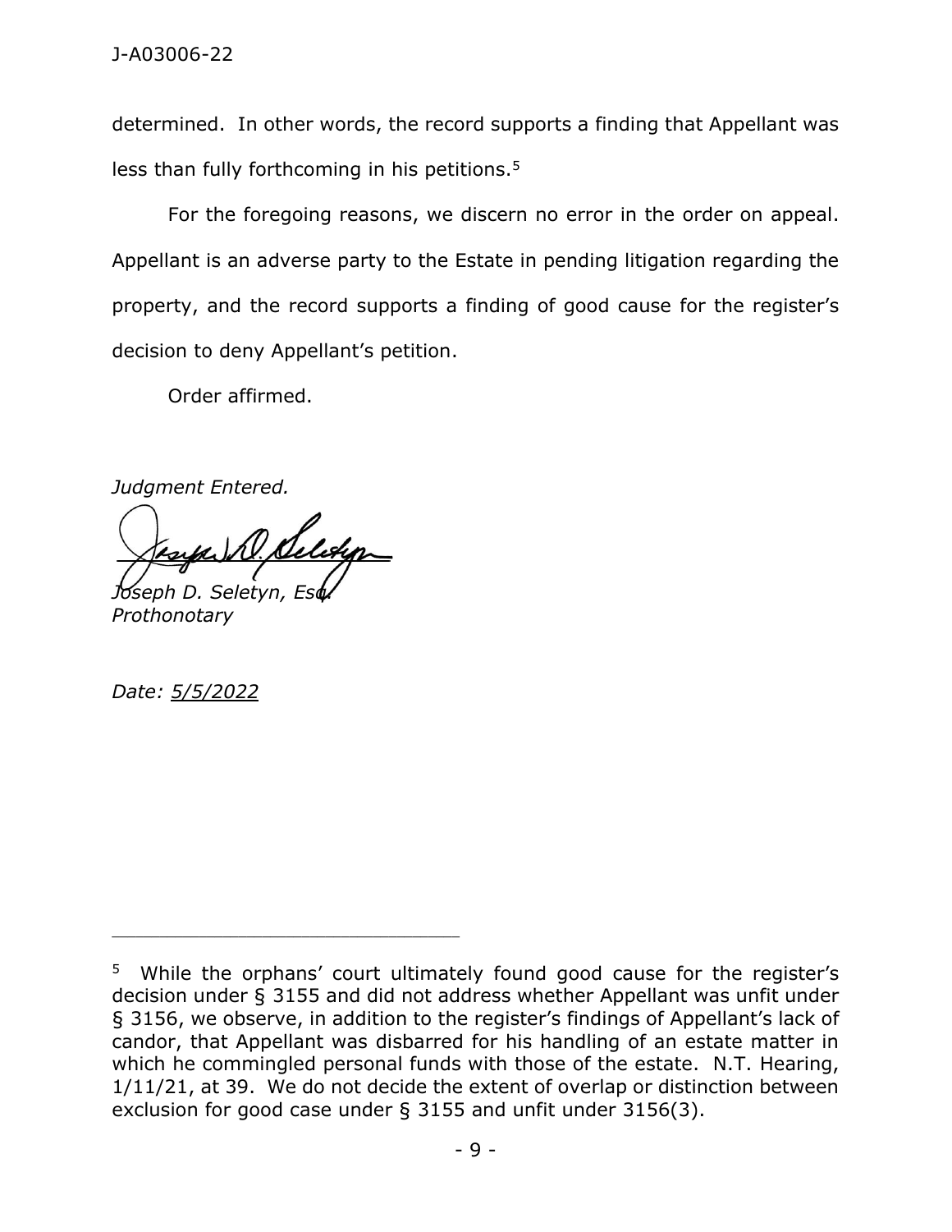determined. In other words, the record supports a finding that Appellant was less than fully forthcoming in his petitions.[5]

For the foregoing reasons, we discern no error in the order on appeal. Appellant is an adverse party to the Estate in pending litigation regarding the property, and the record supports a finding of good cause for the register's decision to deny Appellant's petition.

Order affirmed.

*Judgment Entered.*

*Joseph D. Seletyn, Esq.*
*Prothonotary*

*Date: 5/5/2022*

---

[5] While the orphans' court ultimately found good cause for the register's decision under § 3155 and did not address whether Appellant was unfit under § 3156, we observe, in addition to the register's findings of Appellant's lack of candor, that Appellant was disbarred for his handling of an estate matter in which he commingled personal funds with those of the estate. N.T. Hearing, 1/11/21, at 39. We do not decide the extent of overlap or distinction between exclusion for good case under § 3155 and unfit under 3156(3).